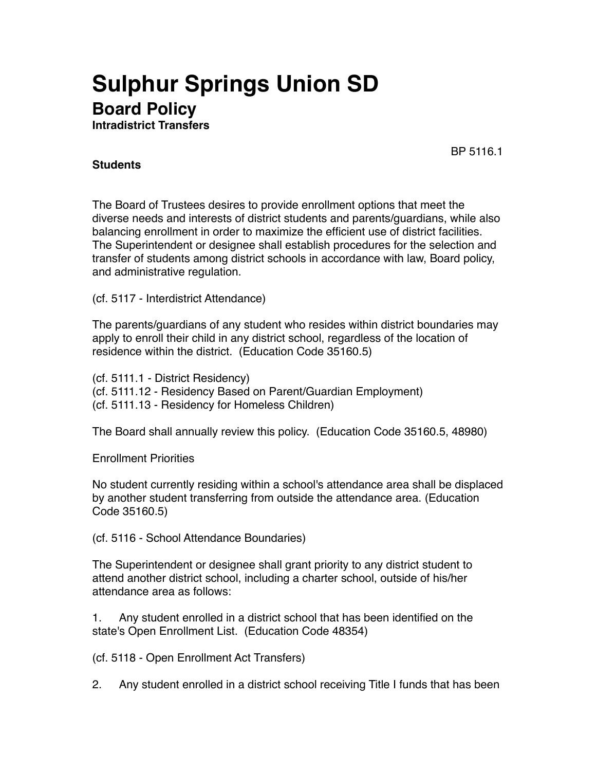# Sulphur Springs Union SD

## Board Policy

**Intradistrict Transfers**

BP 5116.1

**Students**

The Board of Trustees desires to provide enrollment options that meet the diverse needs and interests of district students and parents/guardians, while also balancing enrollment in order to maximize the efficient use of district facilities. The Superintendent or designee shall establish procedures for the selection and transfer of students among district schools in accordance with law, Board policy, and administrative regulation.

(cf. 5117 - Interdistrict Attendance)

The parents/guardians of any student who resides within district boundaries may apply to enroll their child in any district school, regardless of the location of residence within the district. (Education Code 35160.5)

(cf. 5111.1 - District Residency)
(cf. 5111.12 - Residency Based on Parent/Guardian Employment)
(cf. 5111.13 - Residency for Homeless Children)

The Board shall annually review this policy. (Education Code 35160.5, 48980)

Enrollment Priorities

No student currently residing within a school's attendance area shall be displaced by another student transferring from outside the attendance area. (Education Code 35160.5)

(cf. 5116 - School Attendance Boundaries)

The Superintendent or designee shall grant priority to any district student to attend another district school, including a charter school, outside of his/her attendance area as follows:

1. Any student enrolled in a district school that has been identified on the state's Open Enrollment List. (Education Code 48354)

(cf. 5118 - Open Enrollment Act Transfers)

2. Any student enrolled in a district school receiving Title I funds that has been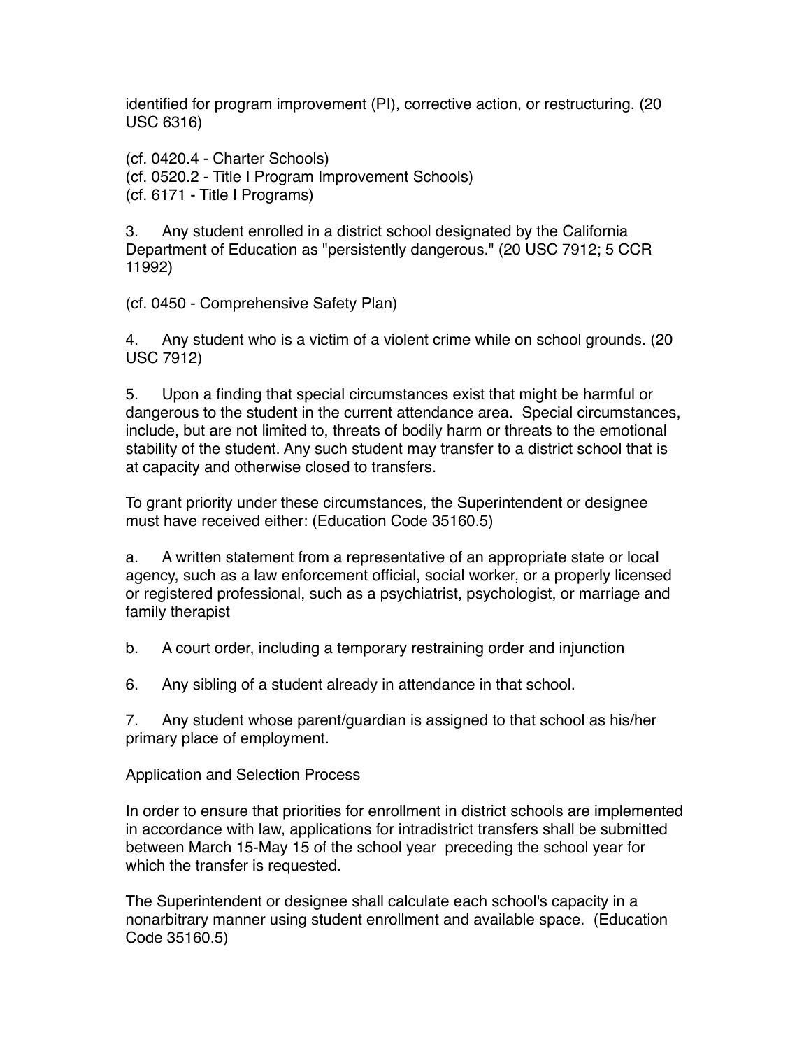identified for program improvement (PI), corrective action, or restructuring. (20 USC 6316)

(cf. 0420.4 - Charter Schools)
(cf. 0520.2 - Title I Program Improvement Schools)
(cf. 6171 - Title I Programs)

3. Any student enrolled in a district school designated by the California Department of Education as "persistently dangerous." (20 USC 7912; 5 CCR 11992)

(cf. 0450 - Comprehensive Safety Plan)

4. Any student who is a victim of a violent crime while on school grounds. (20 USC 7912)

5. Upon a finding that special circumstances exist that might be harmful or dangerous to the student in the current attendance area. Special circumstances, include, but are not limited to, threats of bodily harm or threats to the emotional stability of the student. Any such student may transfer to a district school that is at capacity and otherwise closed to transfers.

To grant priority under these circumstances, the Superintendent or designee must have received either: (Education Code 35160.5)

a. A written statement from a representative of an appropriate state or local agency, such as a law enforcement official, social worker, or a properly licensed or registered professional, such as a psychiatrist, psychologist, or marriage and family therapist

b. A court order, including a temporary restraining order and injunction

6. Any sibling of a student already in attendance in that school.

7. Any student whose parent/guardian is assigned to that school as his/her primary place of employment.

Application and Selection Process

In order to ensure that priorities for enrollment in district schools are implemented in accordance with law, applications for intradistrict transfers shall be submitted between March 15-May 15 of the school year preceding the school year for which the transfer is requested.

The Superintendent or designee shall calculate each school's capacity in a nonarbitrary manner using student enrollment and available space. (Education Code 35160.5)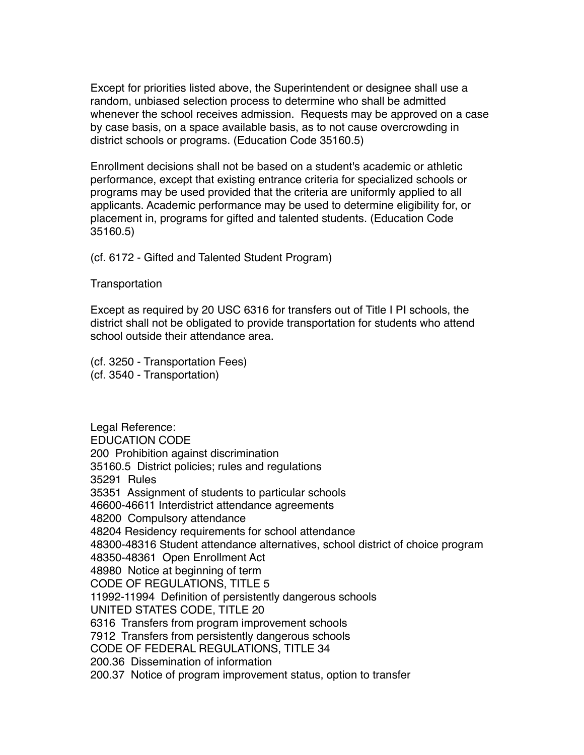Except for priorities listed above, the Superintendent or designee shall use a random, unbiased selection process to determine who shall be admitted whenever the school receives admission.  Requests may be approved on a case by case basis, on a space available basis, as to not cause overcrowding in district schools or programs. (Education Code 35160.5)

Enrollment decisions shall not be based on a student's academic or athletic performance, except that existing entrance criteria for specialized schools or programs may be used provided that the criteria are uniformly applied to all applicants. Academic performance may be used to determine eligibility for, or placement in, programs for gifted and talented students. (Education Code 35160.5)

(cf. 6172 - Gifted and Talented Student Program)

Transportation

Except as required by 20 USC 6316 for transfers out of Title I PI schools, the district shall not be obligated to provide transportation for students who attend school outside their attendance area.

(cf. 3250 - Transportation Fees)
(cf. 3540 - Transportation)

Legal Reference:
EDUCATION CODE
200  Prohibition against discrimination
35160.5  District policies; rules and regulations
35291  Rules
35351  Assignment of students to particular schools
46600-46611 Interdistrict attendance agreements
48200  Compulsory attendance
48204 Residency requirements for school attendance
48300-48316 Student attendance alternatives, school district of choice program
48350-48361  Open Enrollment Act
48980  Notice at beginning of term
CODE OF REGULATIONS, TITLE 5
11992-11994  Definition of persistently dangerous schools
UNITED STATES CODE, TITLE 20
6316  Transfers from program improvement schools
7912  Transfers from persistently dangerous schools
CODE OF FEDERAL REGULATIONS, TITLE 34
200.36  Dissemination of information
200.37  Notice of program improvement status, option to transfer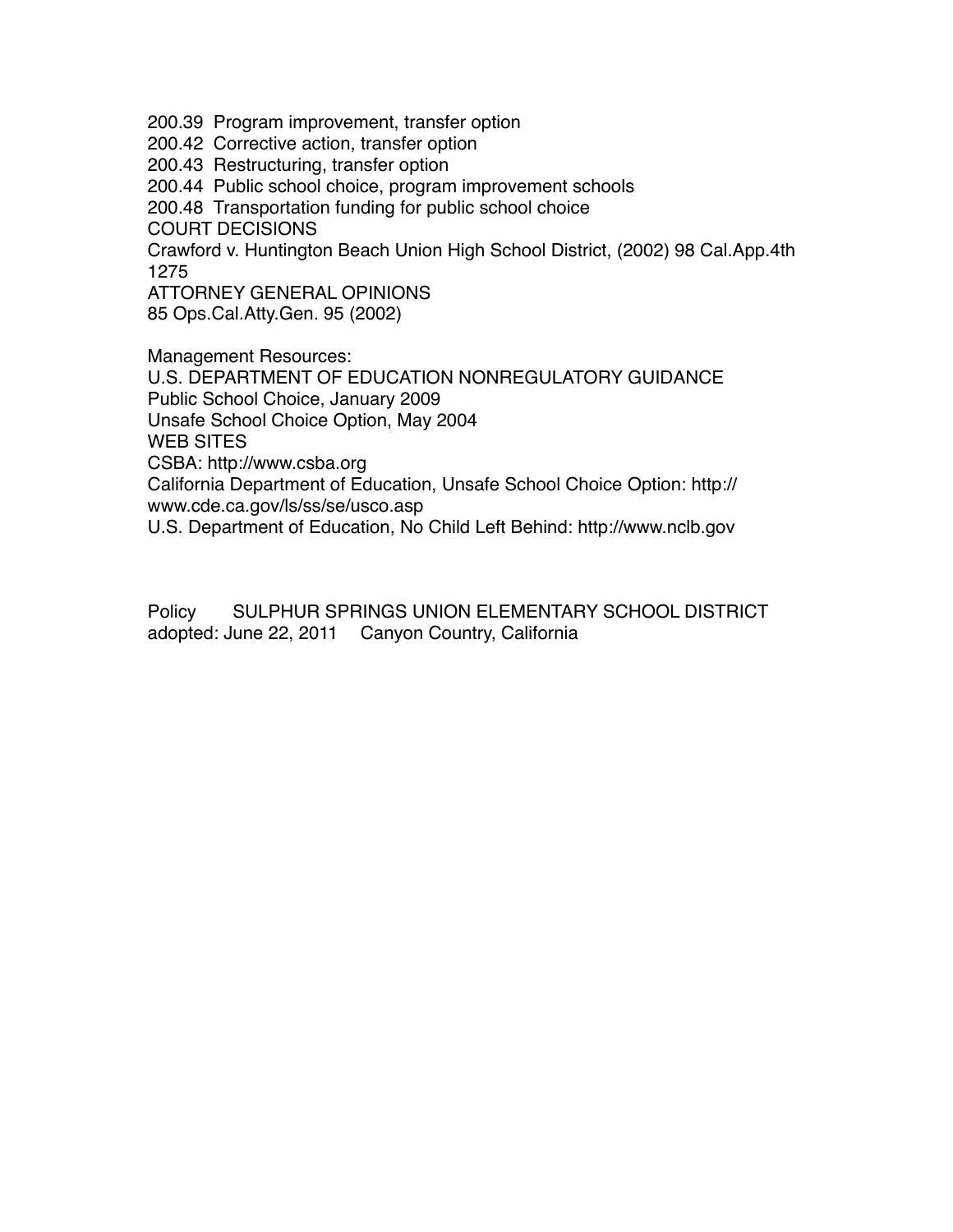200.39 Program improvement, transfer option
200.42 Corrective action, transfer option
200.43 Restructuring, transfer option
200.44 Public school choice, program improvement schools
200.48 Transportation funding for public school choice
COURT DECISIONS
Crawford v. Huntington Beach Union High School District, (2002) 98 Cal.App.4th 1275
ATTORNEY GENERAL OPINIONS
85 Ops.Cal.Atty.Gen. 95 (2002)

Management Resources:
U.S. DEPARTMENT OF EDUCATION NONREGULATORY GUIDANCE
Public School Choice, January 2009
Unsafe School Choice Option, May 2004
WEB SITES
CSBA: http://www.csba.org
California Department of Education, Unsafe School Choice Option: http://www.cde.ca.gov/ls/ss/se/usco.asp
U.S. Department of Education, No Child Left Behind: http://www.nclb.gov

Policy SULPHUR SPRINGS UNION ELEMENTARY SCHOOL DISTRICT
adopted: June 22, 2011 Canyon Country, California